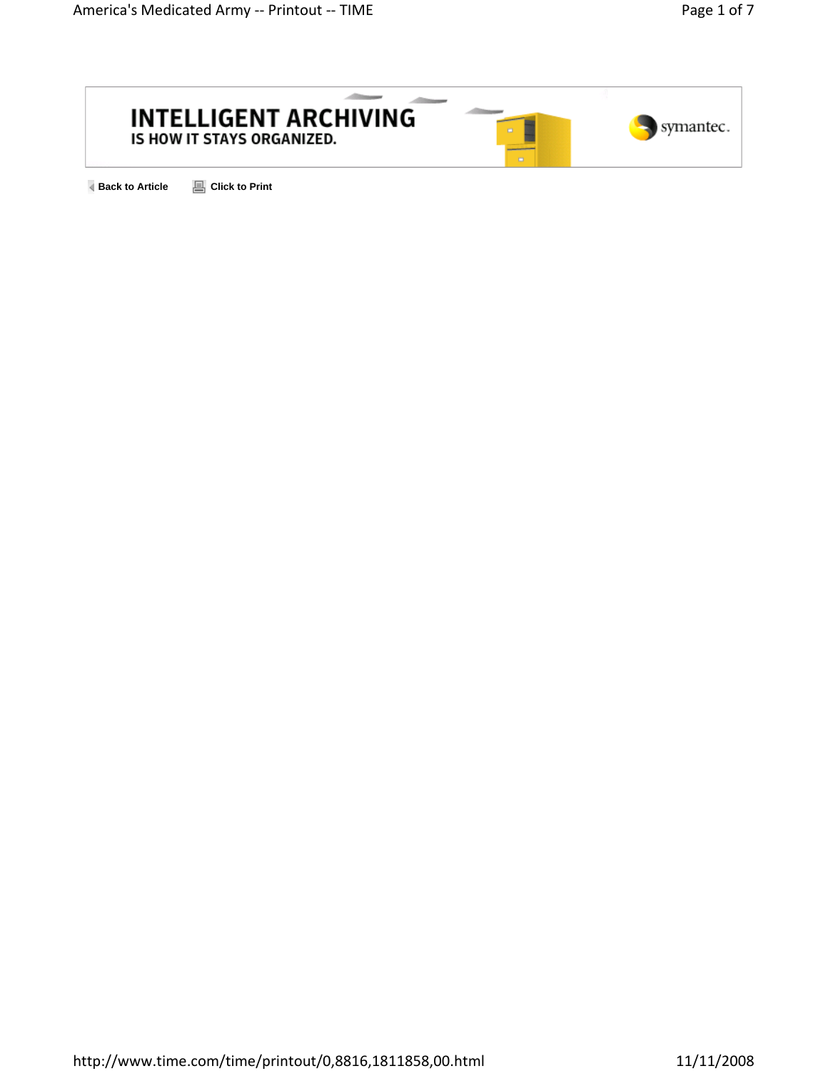INTELLIGENT ARCHIVING
IS HOW IT STAYS ORGANIZED.

symantec.

Back to Article Click to Print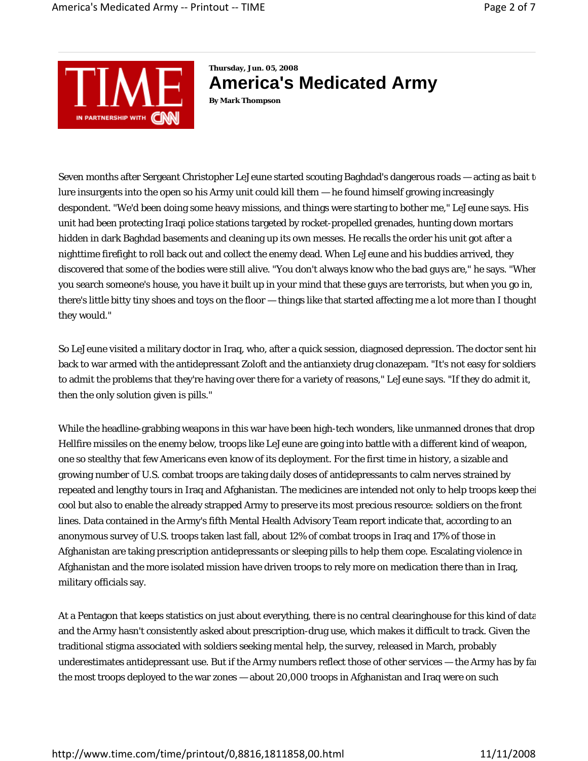**Thursday, Jun. 05, 2008**

# America's Medicated Army

**By Mark Thompson**

Seven months after Sergeant Christopher LeJeune started scouting Baghdad's dangerous roads — acting as bait to lure insurgents into the open so his Army unit could kill them — he found himself growing increasingly despondent. "We'd been doing some heavy missions, and things were starting to bother me," LeJeune says. His unit had been protecting Iraqi police stations targeted by rocket-propelled grenades, hunting down mortars hidden in dark Baghdad basements and cleaning up its own messes. He recalls the order his unit got after a nighttime firefight to roll back out and collect the enemy dead. When LeJeune and his buddies arrived, they discovered that some of the bodies were still alive. "You don't always know who the bad guys are," he says. "When you search someone's house, you have it built up in your mind that these guys are terrorists, but when you go in, there's little bitty tiny shoes and toys on the floor — things like that started affecting me a lot more than I thought they would."

So LeJeune visited a military doctor in Iraq, who, after a quick session, diagnosed depression. The doctor sent him back to war armed with the antidepressant Zoloft and the antianxiety drug clonazepam. "It's not easy for soldiers to admit the problems that they're having over there for a variety of reasons," LeJeune says. "If they do admit it, then the only solution given is pills."

While the headline-grabbing weapons in this war have been high-tech wonders, like unmanned drones that drop Hellfire missiles on the enemy below, troops like LeJeune are going into battle with a different kind of weapon, one so stealthy that few Americans even know of its deployment. For the first time in history, a sizable and growing number of U.S. combat troops are taking daily doses of antidepressants to calm nerves strained by repeated and lengthy tours in Iraq and Afghanistan. The medicines are intended not only to help troops keep their cool but also to enable the already strapped Army to preserve its most precious resource: soldiers on the front lines. Data contained in the Army's fifth Mental Health Advisory Team report indicate that, according to an anonymous survey of U.S. troops taken last fall, about 12% of combat troops in Iraq and 17% of those in Afghanistan are taking prescription antidepressants or sleeping pills to help them cope. Escalating violence in Afghanistan and the more isolated mission have driven troops to rely more on medication there than in Iraq, military officials say.

At a Pentagon that keeps statistics on just about everything, there is no central clearinghouse for this kind of data, and the Army hasn't consistently asked about prescription-drug use, which makes it difficult to track. Given the traditional stigma associated with soldiers seeking mental help, the survey, released in March, probably underestimates antidepressant use. But if the Army numbers reflect those of other services — the Army has by far the most troops deployed to the war zones — about 20,000 troops in Afghanistan and Iraq were on such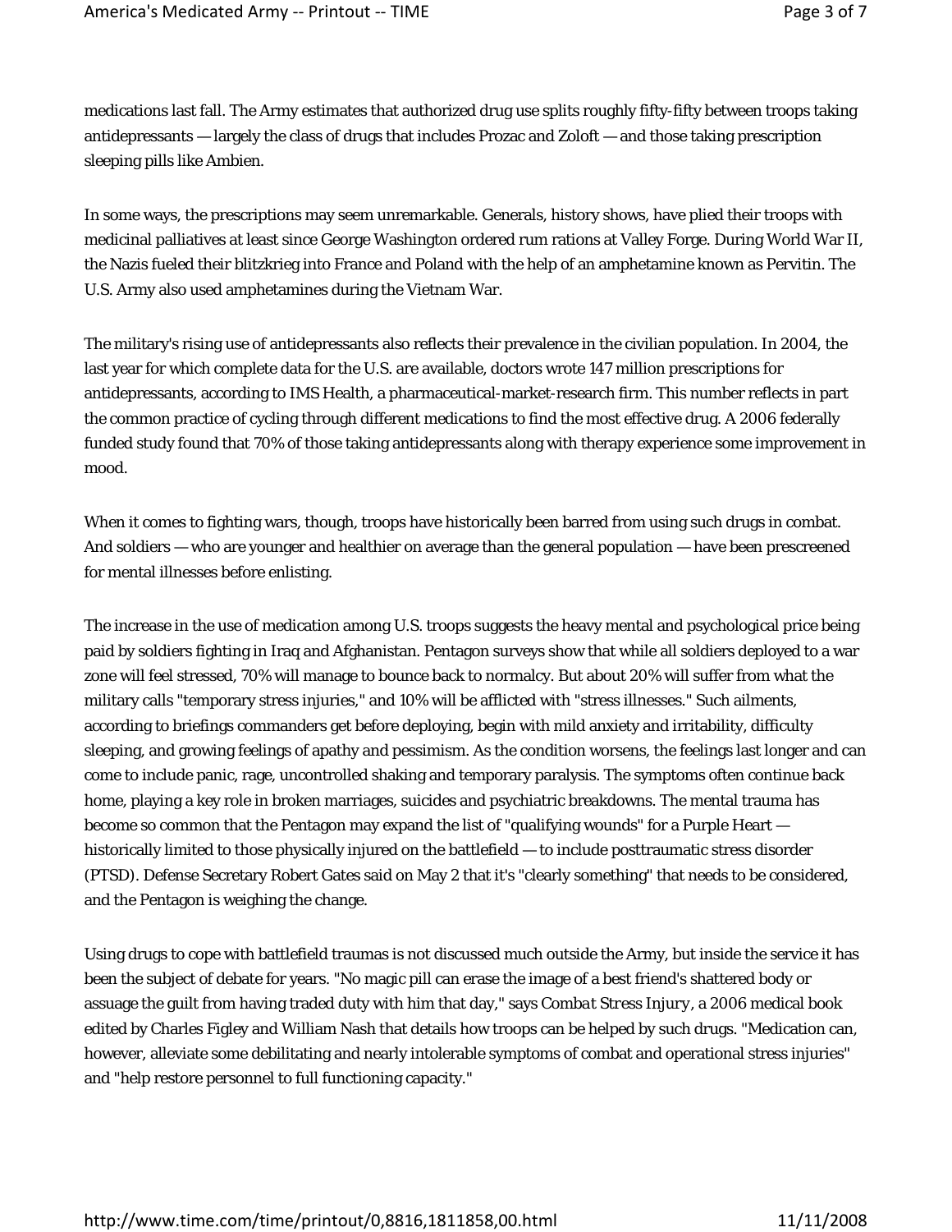medications last fall. The Army estimates that authorized drug use splits roughly fifty-fifty between troops taking antidepressants — largely the class of drugs that includes Prozac and Zoloft — and those taking prescription sleeping pills like Ambien.

In some ways, the prescriptions may seem unremarkable. Generals, history shows, have plied their troops with medicinal palliatives at least since George Washington ordered rum rations at Valley Forge. During World War II, the Nazis fueled their blitzkrieg into France and Poland with the help of an amphetamine known as Pervitin. The U.S. Army also used amphetamines during the Vietnam War.

The military's rising use of antidepressants also reflects their prevalence in the civilian population. In 2004, the last year for which complete data for the U.S. are available, doctors wrote 147 million prescriptions for antidepressants, according to IMS Health, a pharmaceutical-market-research firm. This number reflects in part the common practice of cycling through different medications to find the most effective drug. A 2006 federally funded study found that 70% of those taking antidepressants along with therapy experience some improvement in mood.

When it comes to fighting wars, though, troops have historically been barred from using such drugs in combat. And soldiers — who are younger and healthier on average than the general population — have been prescreened for mental illnesses before enlisting.

The increase in the use of medication among U.S. troops suggests the heavy mental and psychological price being paid by soldiers fighting in Iraq and Afghanistan. Pentagon surveys show that while all soldiers deployed to a war zone will feel stressed, 70% will manage to bounce back to normalcy. But about 20% will suffer from what the military calls "temporary stress injuries," and 10% will be afflicted with "stress illnesses." Such ailments, according to briefings commanders get before deploying, begin with mild anxiety and irritability, difficulty sleeping, and growing feelings of apathy and pessimism. As the condition worsens, the feelings last longer and can come to include panic, rage, uncontrolled shaking and temporary paralysis. The symptoms often continue back home, playing a key role in broken marriages, suicides and psychiatric breakdowns. The mental trauma has become so common that the Pentagon may expand the list of "qualifying wounds" for a Purple Heart — historically limited to those physically injured on the battlefield — to include posttraumatic stress disorder (PTSD). Defense Secretary Robert Gates said on May 2 that it's "clearly something" that needs to be considered, and the Pentagon is weighing the change.

Using drugs to cope with battlefield traumas is not discussed much outside the Army, but inside the service it has been the subject of debate for years. "No magic pill can erase the image of a best friend's shattered body or assuage the guilt from having traded duty with him that day," says *Combat Stress Injury*, a 2006 medical book edited by Charles Figley and William Nash that details how troops can be helped by such drugs. "Medication can, however, alleviate some debilitating and nearly intolerable symptoms of combat and operational stress injuries" and "help restore personnel to full functioning capacity."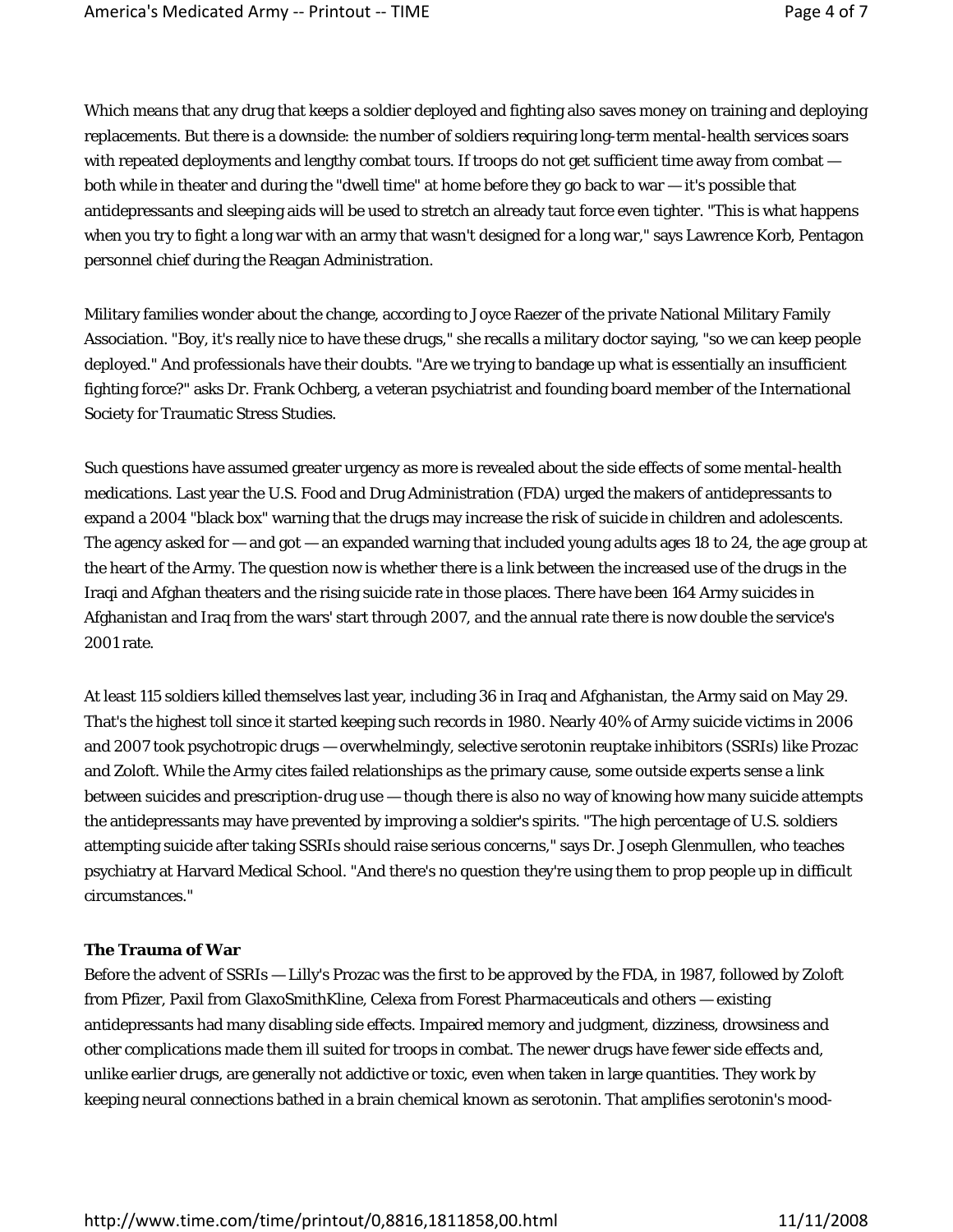Which means that any drug that keeps a soldier deployed and fighting also saves money on training and deploying replacements. But there is a downside: the number of soldiers requiring long-term mental-health services soars with repeated deployments and lengthy combat tours. If troops do not get sufficient time away from combat — both while in theater and during the "dwell time" at home before they go back to war — it's possible that antidepressants and sleeping aids will be used to stretch an already taut force even tighter. "This is what happens when you try to fight a long war with an army that wasn't designed for a long war," says Lawrence Korb, Pentagon personnel chief during the Reagan Administration.

Military families wonder about the change, according to Joyce Raezer of the private National Military Family Association. "Boy, it's really nice to have these drugs," she recalls a military doctor saying, "so we can keep people deployed." And professionals have their doubts. "Are we trying to bandage up what is essentially an insufficient fighting force?" asks Dr. Frank Ochberg, a veteran psychiatrist and founding board member of the International Society for Traumatic Stress Studies.

Such questions have assumed greater urgency as more is revealed about the side effects of some mental-health medications. Last year the U.S. Food and Drug Administration (FDA) urged the makers of antidepressants to expand a 2004 "black box" warning that the drugs may increase the risk of suicide in children and adolescents. The agency asked for — and got — an expanded warning that included young adults ages 18 to 24, the age group at the heart of the Army. The question now is whether there is a link between the increased use of the drugs in the Iraqi and Afghan theaters and the rising suicide rate in those places. There have been 164 Army suicides in Afghanistan and Iraq from the wars' start through 2007, and the annual rate there is now double the service's 2001 rate.

At least 115 soldiers killed themselves last year, including 36 in Iraq and Afghanistan, the Army said on May 29. That's the highest toll since it started keeping such records in 1980. Nearly 40% of Army suicide victims in 2006 and 2007 took psychotropic drugs — overwhelmingly, selective serotonin reuptake inhibitors (SSRIs) like Prozac and Zoloft. While the Army cites failed relationships as the primary cause, some outside experts sense a link between suicides and prescription-drug use — though there is also no way of knowing how many suicide attempts the antidepressants may have prevented by improving a soldier's spirits. "The high percentage of U.S. soldiers attempting suicide after taking SSRIs should raise serious concerns," says Dr. Joseph Glenmullen, who teaches psychiatry at Harvard Medical School. "And there's no question they're using them to prop people up in difficult circumstances."

**The Trauma of War**

Before the advent of SSRIs — Lilly's Prozac was the first to be approved by the FDA, in 1987, followed by Zoloft from Pfizer, Paxil from GlaxoSmithKline, Celexa from Forest Pharmaceuticals and others — existing antidepressants had many disabling side effects. Impaired memory and judgment, dizziness, drowsiness and other complications made them ill suited for troops in combat. The newer drugs have fewer side effects and, unlike earlier drugs, are generally not addictive or toxic, even when taken in large quantities. They work by keeping neural connections bathed in a brain chemical known as serotonin. That amplifies serotonin's mood-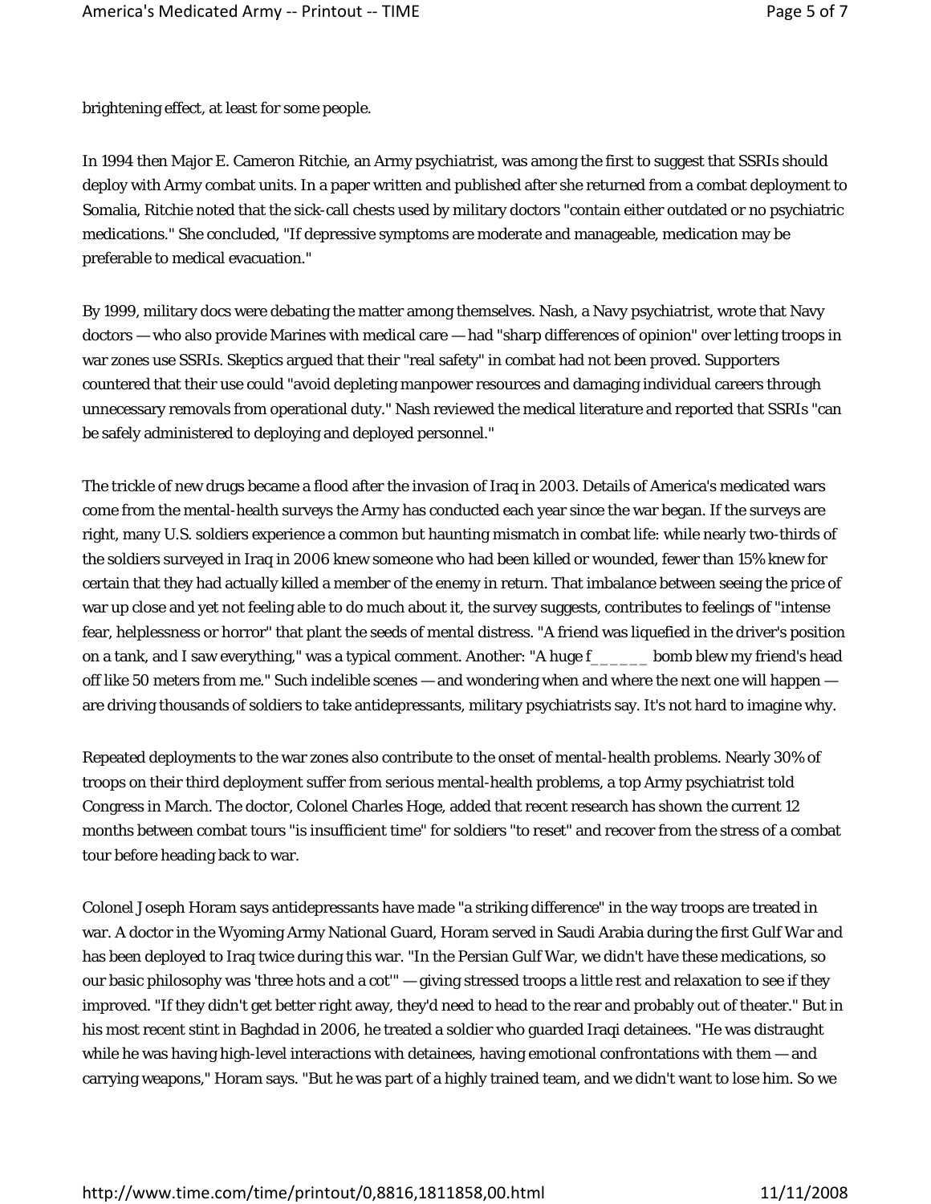brightening effect, at least for some people.

In 1994 then Major E. Cameron Ritchie, an Army psychiatrist, was among the first to suggest that SSRIs should deploy with Army combat units. In a paper written and published after she returned from a combat deployment to Somalia, Ritchie noted that the sick-call chests used by military doctors "contain either outdated or no psychiatric medications." She concluded, "If depressive symptoms are moderate and manageable, medication may be preferable to medical evacuation."

By 1999, military docs were debating the matter among themselves. Nash, a Navy psychiatrist, wrote that Navy doctors — who also provide Marines with medical care — had "sharp differences of opinion" over letting troops in war zones use SSRIs. Skeptics argued that their "real safety" in combat had not been proved. Supporters countered that their use could "avoid depleting manpower resources and damaging individual careers through unnecessary removals from operational duty." Nash reviewed the medical literature and reported that SSRIs "can be safely administered to deploying and deployed personnel."

The trickle of new drugs became a flood after the invasion of Iraq in 2003. Details of America's medicated wars come from the mental-health surveys the Army has conducted each year since the war began. If the surveys are right, many U.S. soldiers experience a common but haunting mismatch in combat life: while nearly two-thirds of the soldiers surveyed in Iraq in 2006 knew someone who had been killed or wounded, fewer than 15% knew for certain that they had actually killed a member of the enemy in return. That imbalance between seeing the price of war up close and yet not feeling able to do much about it, the survey suggests, contributes to feelings of "intense fear, helplessness or horror" that plant the seeds of mental distress. "A friend was liquefied in the driver's position on a tank, and I saw everything," was a typical comment. Another: "A huge f_____ bomb blew my friend's head off like 50 meters from me." Such indelible scenes — and wondering when and where the next one will happen — are driving thousands of soldiers to take antidepressants, military psychiatrists say. It's not hard to imagine why.

Repeated deployments to the war zones also contribute to the onset of mental-health problems. Nearly 30% of troops on their third deployment suffer from serious mental-health problems, a top Army psychiatrist told Congress in March. The doctor, Colonel Charles Hoge, added that recent research has shown the current 12 months between combat tours "is insufficient time" for soldiers "to reset" and recover from the stress of a combat tour before heading back to war.

Colonel Joseph Horam says antidepressants have made "a striking difference" in the way troops are treated in war. A doctor in the Wyoming Army National Guard, Horam served in Saudi Arabia during the first Gulf War and has been deployed to Iraq twice during this war. "In the Persian Gulf War, we didn't have these medications, so our basic philosophy was 'three hots and a cot'" — giving stressed troops a little rest and relaxation to see if they improved. "If they didn't get better right away, they'd need to head to the rear and probably out of theater." But in his most recent stint in Baghdad in 2006, he treated a soldier who guarded Iraqi detainees. "He was distraught while he was having high-level interactions with detainees, having emotional confrontations with them — and carrying weapons," Horam says. "But he was part of a highly trained team, and we didn't want to lose him. So we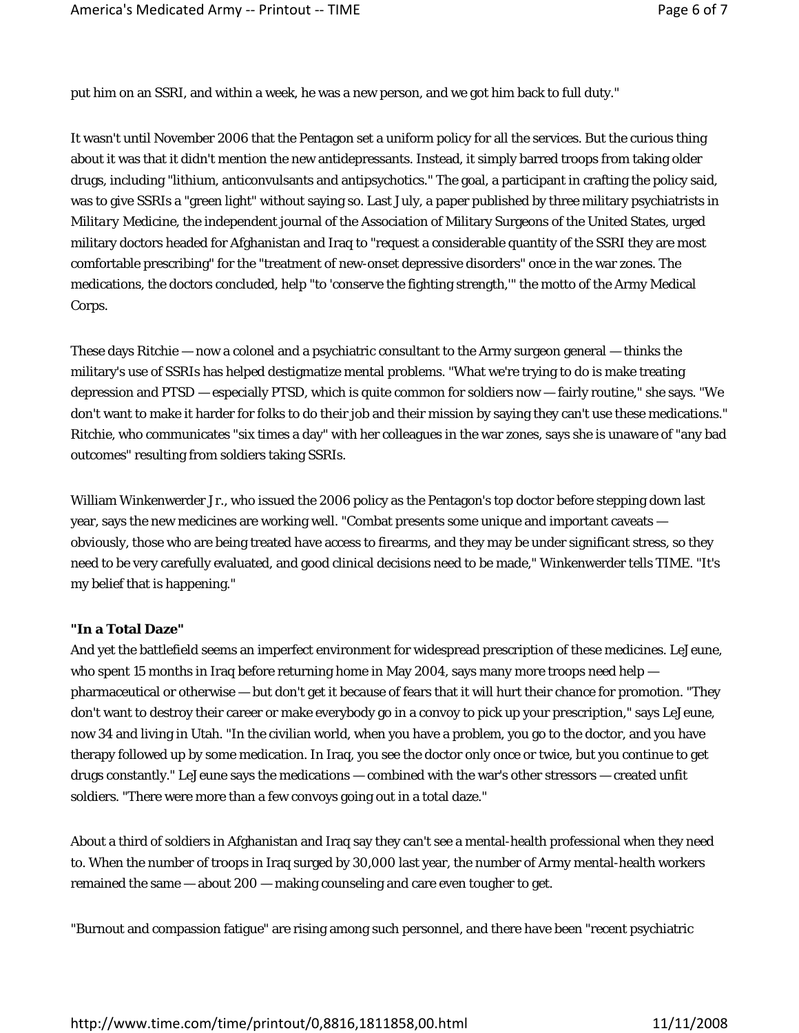put him on an SSRI, and within a week, he was a new person, and we got him back to full duty."

It wasn't until November 2006 that the Pentagon set a uniform policy for all the services. But the curious thing about it was that it didn't mention the new antidepressants. Instead, it simply barred troops from taking older drugs, including "lithium, anticonvulsants and antipsychotics." The goal, a participant in crafting the policy said, was to give SSRIs a "green light" without saying so. Last July, a paper published by three military psychiatrists in *Military Medicine*, the independent journal of the Association of Military Surgeons of the United States, urged military doctors headed for Afghanistan and Iraq to "request a considerable quantity of the SSRI they are most comfortable prescribing" for the "treatment of new-onset depressive disorders" once in the war zones. The medications, the doctors concluded, help "to 'conserve the fighting strength,'" the motto of the Army Medical Corps.

These days Ritchie — now a colonel and a psychiatric consultant to the Army surgeon general — thinks the military's use of SSRIs has helped destigmatize mental problems. "What we're trying to do is make treating depression and PTSD — especially PTSD, which is quite common for soldiers now — fairly routine," she says. "We don't want to make it harder for folks to do their job and their mission by saying they can't use these medications." Ritchie, who communicates "six times a day" with her colleagues in the war zones, says she is unaware of "any bad outcomes" resulting from soldiers taking SSRIs.

William Winkenwerder Jr., who issued the 2006 policy as the Pentagon's top doctor before stepping down last year, says the new medicines are working well. "Combat presents some unique and important caveats — obviously, those who are being treated have access to firearms, and they may be under significant stress, so they need to be very carefully evaluated, and good clinical decisions need to be made," Winkenwerder tells TIME. "It's my belief that is happening."

**"In a Total Daze"**

And yet the battlefield seems an imperfect environment for widespread prescription of these medicines. LeJeune, who spent 15 months in Iraq before returning home in May 2004, says many more troops need help — pharmaceutical or otherwise — but don't get it because of fears that it will hurt their chance for promotion. "They don't want to destroy their career or make everybody go in a convoy to pick up your prescription," says LeJeune, now 34 and living in Utah. "In the civilian world, when you have a problem, you go to the doctor, and you have therapy followed up by some medication. In Iraq, you see the doctor only once or twice, but you continue to get drugs constantly." LeJeune says the medications — combined with the war's other stressors — created unfit soldiers. "There were more than a few convoys going out in a total daze."

About a third of soldiers in Afghanistan and Iraq say they can't see a mental-health professional when they need to. When the number of troops in Iraq surged by 30,000 last year, the number of Army mental-health workers remained the same — about 200 — making counseling and care even tougher to get.

"Burnout and compassion fatigue" are rising among such personnel, and there have been "recent psychiatric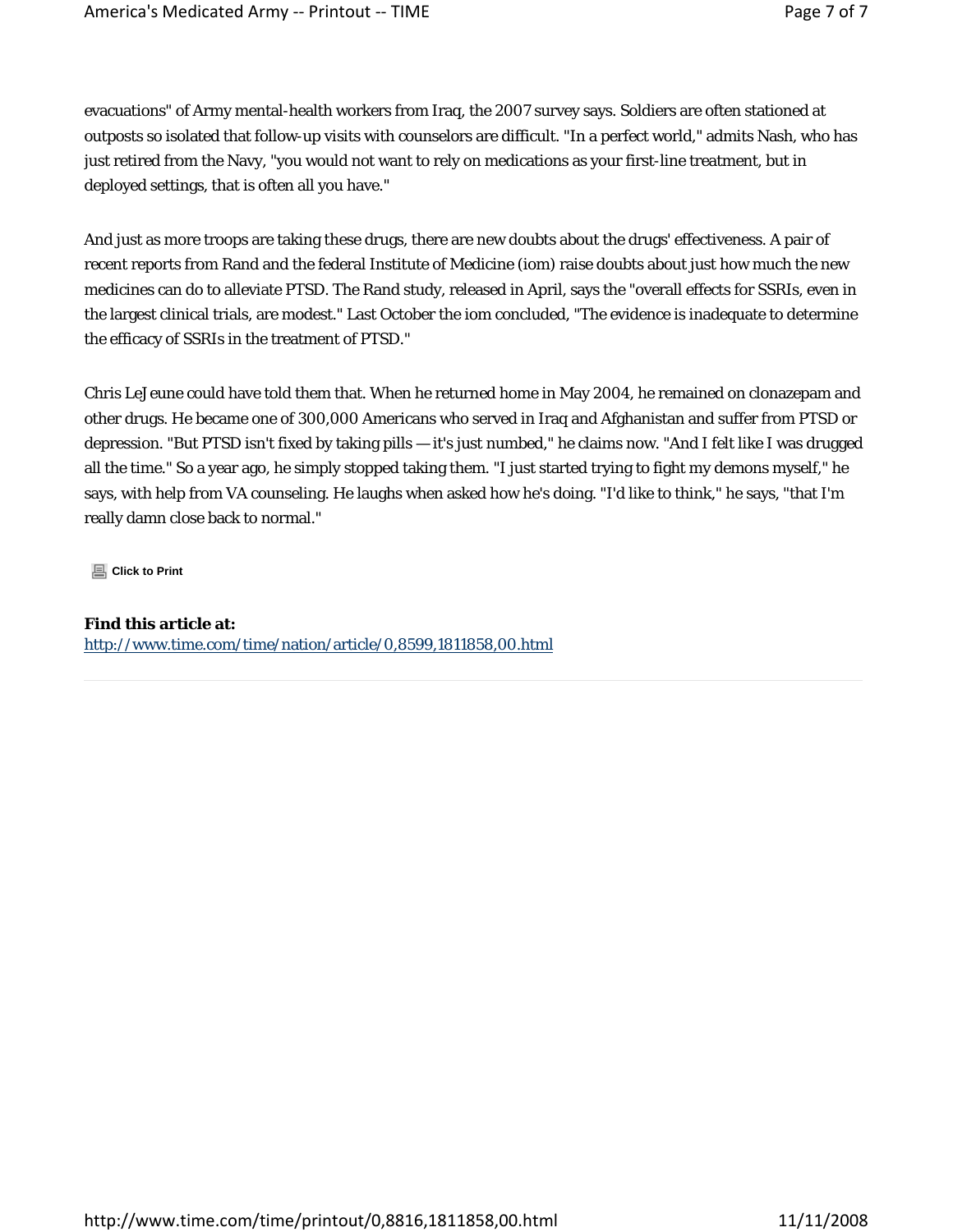evacuations" of Army mental-health workers from Iraq, the 2007 survey says. Soldiers are often stationed at outposts so isolated that follow-up visits with counselors are difficult. "In a perfect world," admits Nash, who has just retired from the Navy, "you would not want to rely on medications as your first-line treatment, but in deployed settings, that is often all you have."

And just as more troops are taking these drugs, there are new doubts about the drugs' effectiveness. A pair of recent reports from Rand and the federal Institute of Medicine (iom) raise doubts about just how much the new medicines can do to alleviate PTSD. The Rand study, released in April, says the "overall effects for SSRIs, even in the largest clinical trials, are modest." Last October the iom concluded, "The evidence is inadequate to determine the efficacy of SSRIs in the treatment of PTSD."

Chris LeJeune could have told them that. When he returned home in May 2004, he remained on clonazepam and other drugs. He became one of 300,000 Americans who served in Iraq and Afghanistan and suffer from PTSD or depression. "But PTSD isn't fixed by taking pills — it's just numbed," he claims now. "And I felt like I was drugged all the time." So a year ago, he simply stopped taking them. "I just started trying to fight my demons myself," he says, with help from VA counseling. He laughs when asked how he's doing. "I'd like to think," he says, "that I'm really damn close back to normal."

Click to Print

**Find this article at:**
http://www.time.com/time/nation/article/0,8599,1811858,00.html